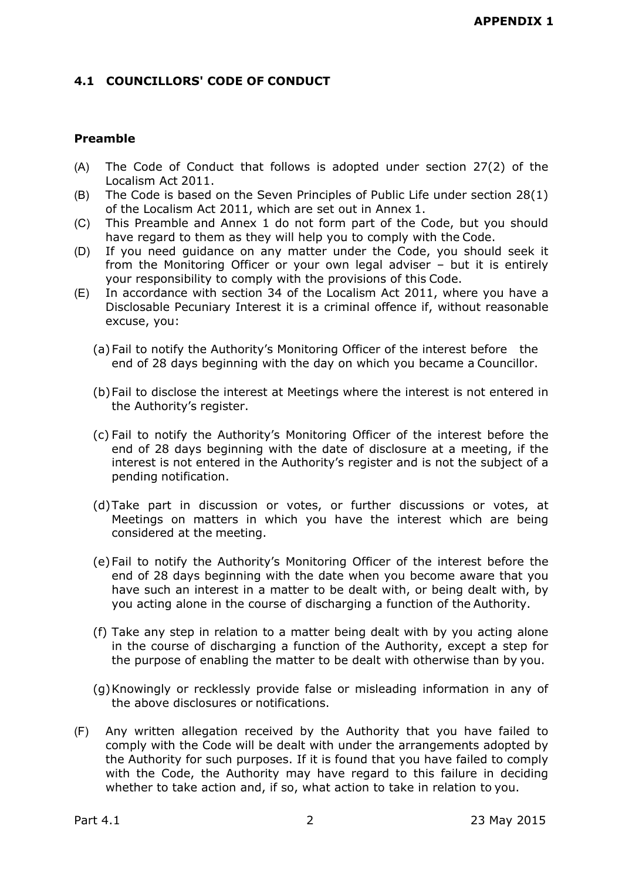**APPENDIX 1**

## 4.1 COUNCILLORS' CODE OF CONDUCT

### Preamble

(A) The Code of Conduct that follows is adopted under section 27(2) of the Localism Act 2011.

(B) The Code is based on the Seven Principles of Public Life under section 28(1) of the Localism Act 2011, which are set out in Annex 1.

(C) This Preamble and Annex 1 do not form part of the Code, but you should have regard to them as they will help you to comply with the Code.

(D) If you need guidance on any matter under the Code, you should seek it from the Monitoring Officer or your own legal adviser – but it is entirely your responsibility to comply with the provisions of this Code.

(E) In accordance with section 34 of the Localism Act 2011, where you have a Disclosable Pecuniary Interest it is a criminal offence if, without reasonable excuse, you:

(a) Fail to notify the Authority's Monitoring Officer of the interest before the end of 28 days beginning with the day on which you became a Councillor.

(b) Fail to disclose the interest at Meetings where the interest is not entered in the Authority's register.

(c) Fail to notify the Authority's Monitoring Officer of the interest before the end of 28 days beginning with the date of disclosure at a meeting, if the interest is not entered in the Authority's register and is not the subject of a pending notification.

(d) Take part in discussion or votes, or further discussions or votes, at Meetings on matters in which you have the interest which are being considered at the meeting.

(e) Fail to notify the Authority's Monitoring Officer of the interest before the end of 28 days beginning with the date when you become aware that you have such an interest in a matter to be dealt with, or being dealt with, by you acting alone in the course of discharging a function of the Authority.

(f) Take any step in relation to a matter being dealt with by you acting alone in the course of discharging a function of the Authority, except a step for the purpose of enabling the matter to be dealt with otherwise than by you.

(g) Knowingly or recklessly provide false or misleading information in any of the above disclosures or notifications.

(F) Any written allegation received by the Authority that you have failed to comply with the Code will be dealt with under the arrangements adopted by the Authority for such purposes. If it is found that you have failed to comply with the Code, the Authority may have regard to this failure in deciding whether to take action and, if so, what action to take in relation to you.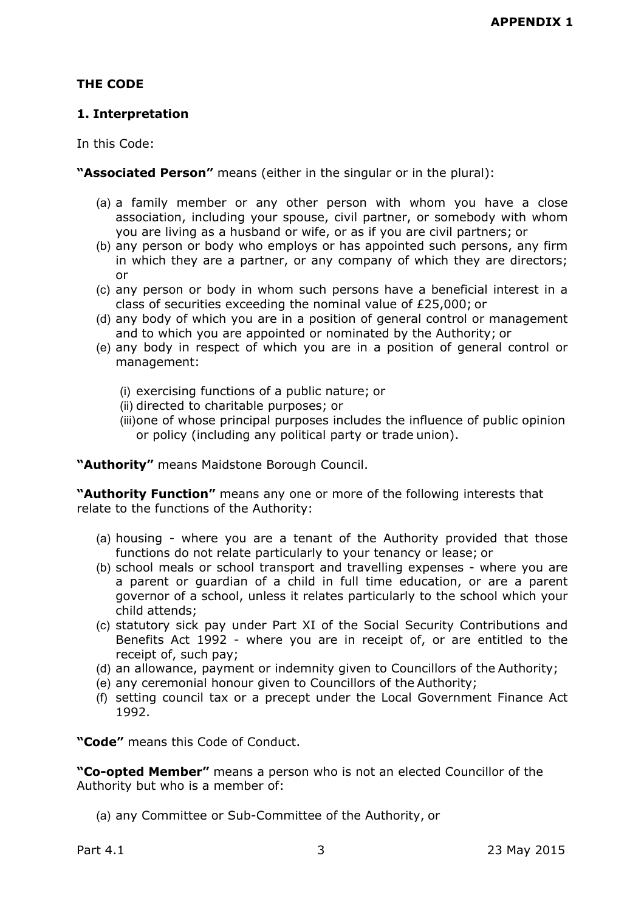**APPENDIX 1**

## THE CODE

### 1. Interpretation

In this Code:

**"Associated Person"** means (either in the singular or in the plural):

(a) a family member or any other person with whom you have a close association, including your spouse, civil partner, or somebody with whom you are living as a husband or wife, or as if you are civil partners; or
(b) any person or body who employs or has appointed such persons, any firm in which they are a partner, or any company of which they are directors; or
(c) any person or body in whom such persons have a beneficial interest in a class of securities exceeding the nominal value of £25,000; or
(d) any body of which you are in a position of general control or management and to which you are appointed or nominated by the Authority; or
(e) any body in respect of which you are in a position of general control or management:

  (i) exercising functions of a public nature; or
  (ii) directed to charitable purposes; or
  (iii) one of whose principal purposes includes the influence of public opinion or policy (including any political party or trade union).

**"Authority"** means Maidstone Borough Council.

**"Authority Function"** means any one or more of the following interests that relate to the functions of the Authority:

(a) housing - where you are a tenant of the Authority provided that those functions do not relate particularly to your tenancy or lease; or
(b) school meals or school transport and travelling expenses - where you are a parent or guardian of a child in full time education, or are a parent governor of a school, unless it relates particularly to the school which your child attends;
(c) statutory sick pay under Part XI of the Social Security Contributions and Benefits Act 1992 - where you are in receipt of, or are entitled to the receipt of, such pay;
(d) an allowance, payment or indemnity given to Councillors of the Authority;
(e) any ceremonial honour given to Councillors of the Authority;
(f) setting council tax or a precept under the Local Government Finance Act 1992.

**"Code"** means this Code of Conduct.

**"Co-opted Member"** means a person who is not an elected Councillor of the Authority but who is a member of:

(a) any Committee or Sub-Committee of the Authority, or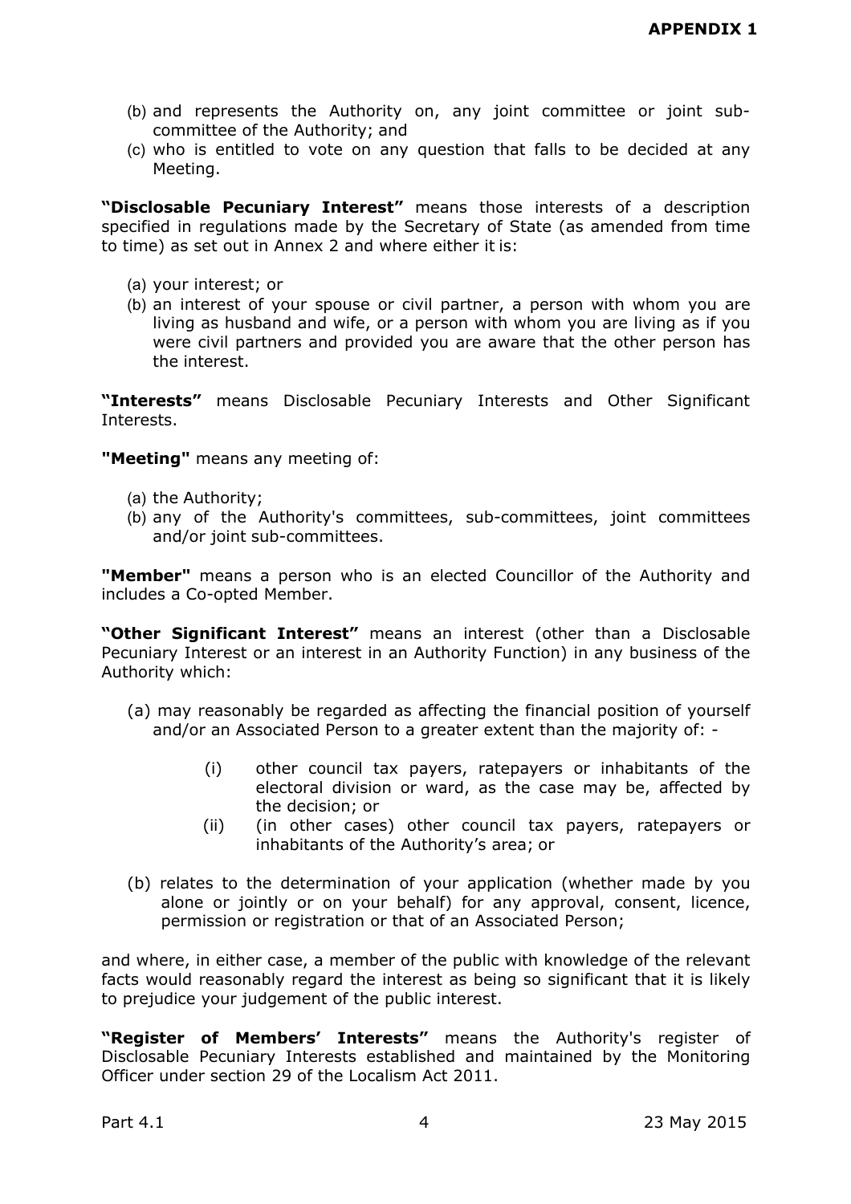(b) and represents the Authority on, any joint committee or joint sub-committee of the Authority; and
(c) who is entitled to vote on any question that falls to be decided at any Meeting.

**"Disclosable Pecuniary Interest"** means those interests of a description specified in regulations made by the Secretary of State (as amended from time to time) as set out in Annex 2 and where either it is:

(a) your interest; or
(b) an interest of your spouse or civil partner, a person with whom you are living as husband and wife, or a person with whom you are living as if you were civil partners and provided you are aware that the other person has the interest.

**"Interests"** means Disclosable Pecuniary Interests and Other Significant Interests.

**"Meeting"** means any meeting of:

(a) the Authority;
(b) any of the Authority's committees, sub-committees, joint committees and/or joint sub-committees.

**"Member"** means a person who is an elected Councillor of the Authority and includes a Co-opted Member.

**"Other Significant Interest"** means an interest (other than a Disclosable Pecuniary Interest or an interest in an Authority Function) in any business of the Authority which:

(a) may reasonably be regarded as affecting the financial position of yourself and/or an Associated Person to a greater extent than the majority of: -
    - (i) other council tax payers, ratepayers or inhabitants of the electoral division or ward, as the case may be, affected by the decision; or
    - (ii) (in other cases) other council tax payers, ratepayers or inhabitants of the Authority's area; or

(b) relates to the determination of your application (whether made by you alone or jointly or on your behalf) for any approval, consent, licence, permission or registration or that of an Associated Person;

and where, in either case, a member of the public with knowledge of the relevant facts would reasonably regard the interest as being so significant that it is likely to prejudice your judgement of the public interest.

**"Register of Members' Interests"** means the Authority's register of Disclosable Pecuniary Interests established and maintained by the Monitoring Officer under section 29 of the Localism Act 2011.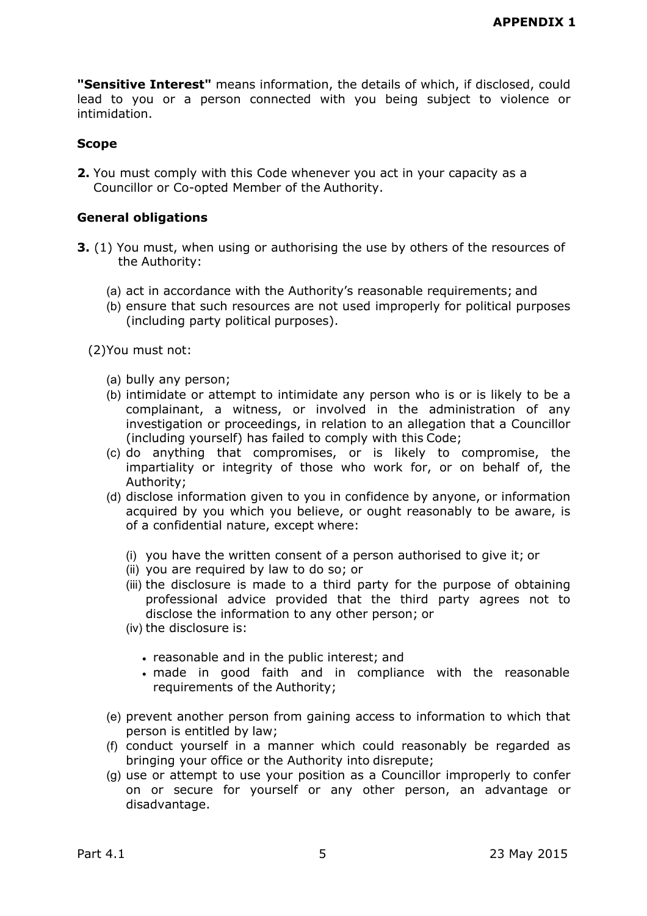**"Sensitive Interest"** means information, the details of which, if disclosed, could lead to you or a person connected with you being subject to violence or intimidation.

## Scope

**2.** You must comply with this Code whenever you act in your capacity as a Councillor or Co-opted Member of the Authority.

## General obligations

**3.** (1) You must, when using or authorising the use by others of the resources of the Authority:

- (a) act in accordance with the Authority's reasonable requirements; and
- (b) ensure that such resources are not used improperly for political purposes (including party political purposes).

(2) You must not:

- (a) bully any person;
- (b) intimidate or attempt to intimidate any person who is or is likely to be a complainant, a witness, or involved in the administration of any investigation or proceedings, in relation to an allegation that a Councillor (including yourself) has failed to comply with this Code;
- (c) do anything that compromises, or is likely to compromise, the impartiality or integrity of those who work for, or on behalf of, the Authority;
- (d) disclose information given to you in confidence by anyone, or information acquired by you which you believe, or ought reasonably to be aware, is of a confidential nature, except where:
  - (i) you have the written consent of a person authorised to give it; or
  - (ii) you are required by law to do so; or
  - (iii) the disclosure is made to a third party for the purpose of obtaining professional advice provided that the third party agrees not to disclose the information to any other person; or
  - (iv) the disclosure is:
    - reasonable and in the public interest; and
    - made in good faith and in compliance with the reasonable requirements of the Authority;
- (e) prevent another person from gaining access to information to which that person is entitled by law;
- (f) conduct yourself in a manner which could reasonably be regarded as bringing your office or the Authority into disrepute;
- (g) use or attempt to use your position as a Councillor improperly to confer on or secure for yourself or any other person, an advantage or disadvantage.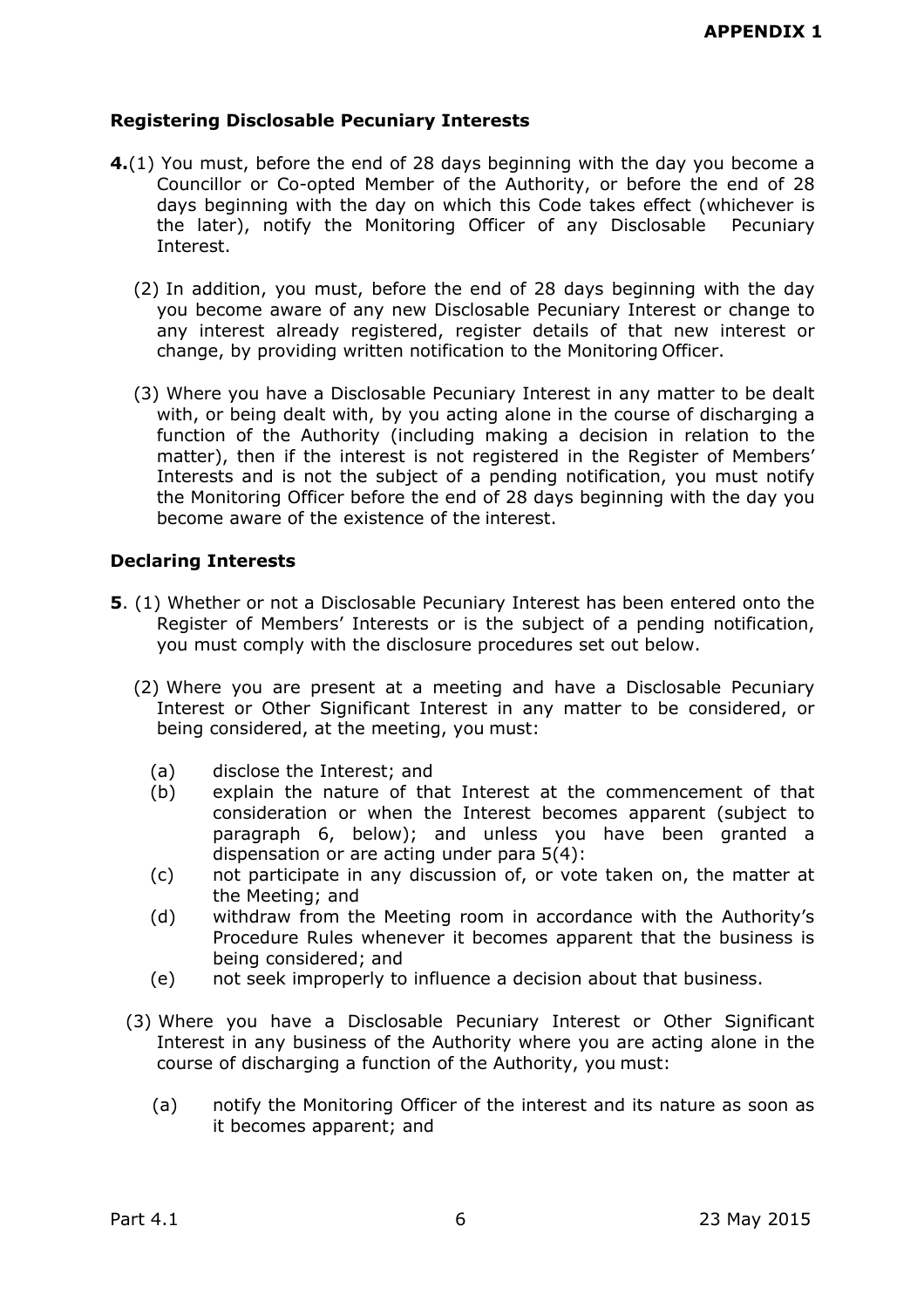### Registering Disclosable Pecuniary Interests

**4.**(1) You must, before the end of 28 days beginning with the day you become a Councillor or Co-opted Member of the Authority, or before the end of 28 days beginning with the day on which this Code takes effect (whichever is the later), notify the Monitoring Officer of any Disclosable Pecuniary Interest.

(2) In addition, you must, before the end of 28 days beginning with the day you become aware of any new Disclosable Pecuniary Interest or change to any interest already registered, register details of that new interest or change, by providing written notification to the Monitoring Officer.

(3) Where you have a Disclosable Pecuniary Interest in any matter to be dealt with, or being dealt with, by you acting alone in the course of discharging a function of the Authority (including making a decision in relation to the matter), then if the interest is not registered in the Register of Members' Interests and is not the subject of a pending notification, you must notify the Monitoring Officer before the end of 28 days beginning with the day you become aware of the existence of the interest.

### Declaring Interests

**5**. (1) Whether or not a Disclosable Pecuniary Interest has been entered onto the Register of Members' Interests or is the subject of a pending notification, you must comply with the disclosure procedures set out below.

(2) Where you are present at a meeting and have a Disclosable Pecuniary Interest or Other Significant Interest in any matter to be considered, or being considered, at the meeting, you must:

- (a) disclose the Interest; and
- (b) explain the nature of that Interest at the commencement of that consideration or when the Interest becomes apparent (subject to paragraph 6, below); and unless you have been granted a dispensation or are acting under para 5(4):
- (c) not participate in any discussion of, or vote taken on, the matter at the Meeting; and
- (d) withdraw from the Meeting room in accordance with the Authority's Procedure Rules whenever it becomes apparent that the business is being considered; and
- (e) not seek improperly to influence a decision about that business.

(3) Where you have a Disclosable Pecuniary Interest or Other Significant Interest in any business of the Authority where you are acting alone in the course of discharging a function of the Authority, you must:

- (a) notify the Monitoring Officer of the interest and its nature as soon as it becomes apparent; and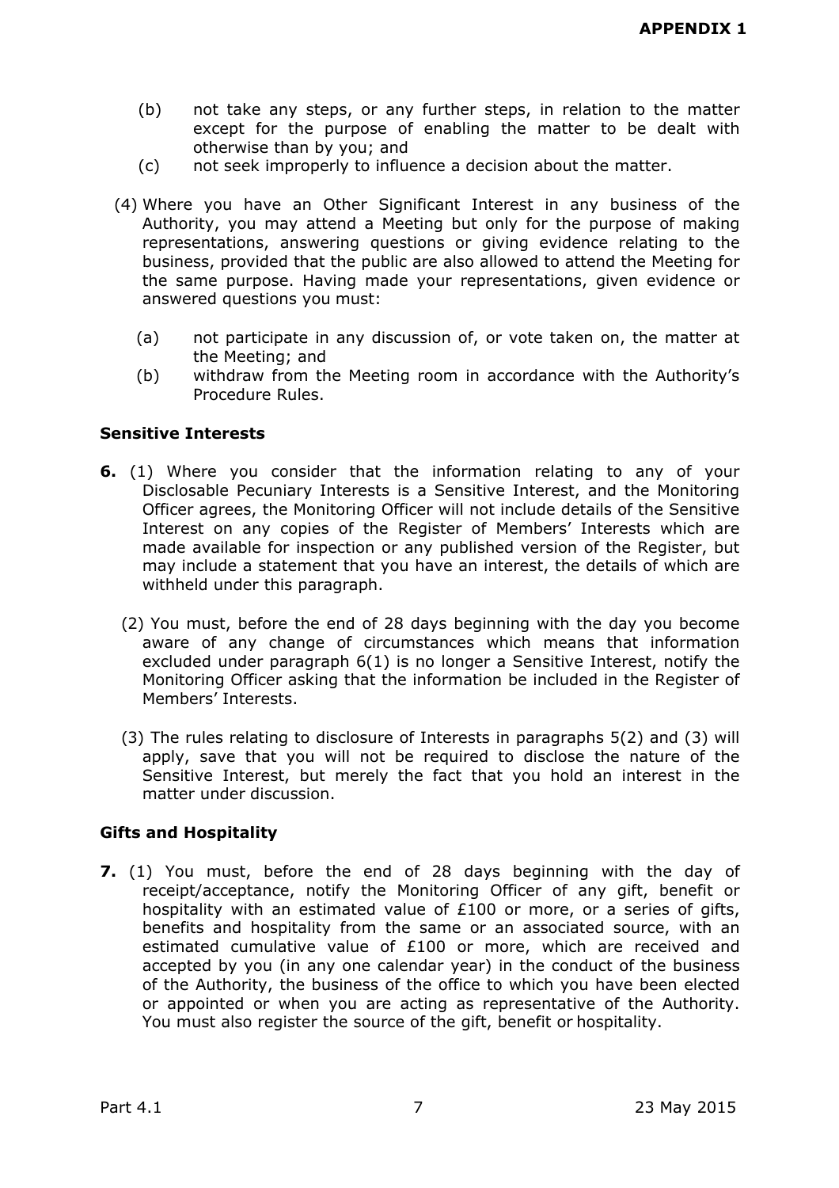(b) not take any steps, or any further steps, in relation to the matter except for the purpose of enabling the matter to be dealt with otherwise than by you; and

(c) not seek improperly to influence a decision about the matter.

(4) Where you have an Other Significant Interest in any business of the Authority, you may attend a Meeting but only for the purpose of making representations, answering questions or giving evidence relating to the business, provided that the public are also allowed to attend the Meeting for the same purpose. Having made your representations, given evidence or answered questions you must:

(a) not participate in any discussion of, or vote taken on, the matter at the Meeting; and

(b) withdraw from the Meeting room in accordance with the Authority's Procedure Rules.

**Sensitive Interests**

**6.** (1) Where you consider that the information relating to any of your Disclosable Pecuniary Interests is a Sensitive Interest, and the Monitoring Officer agrees, the Monitoring Officer will not include details of the Sensitive Interest on any copies of the Register of Members' Interests which are made available for inspection or any published version of the Register, but may include a statement that you have an interest, the details of which are withheld under this paragraph.

(2) You must, before the end of 28 days beginning with the day you become aware of any change of circumstances which means that information excluded under paragraph 6(1) is no longer a Sensitive Interest, notify the Monitoring Officer asking that the information be included in the Register of Members' Interests.

(3) The rules relating to disclosure of Interests in paragraphs 5(2) and (3) will apply, save that you will not be required to disclose the nature of the Sensitive Interest, but merely the fact that you hold an interest in the matter under discussion.

**Gifts and Hospitality**

**7.** (1) You must, before the end of 28 days beginning with the day of receipt/acceptance, notify the Monitoring Officer of any gift, benefit or hospitality with an estimated value of £100 or more, or a series of gifts, benefits and hospitality from the same or an associated source, with an estimated cumulative value of £100 or more, which are received and accepted by you (in any one calendar year) in the conduct of the business of the Authority, the business of the office to which you have been elected or appointed or when you are acting as representative of the Authority. You must also register the source of the gift, benefit or hospitality.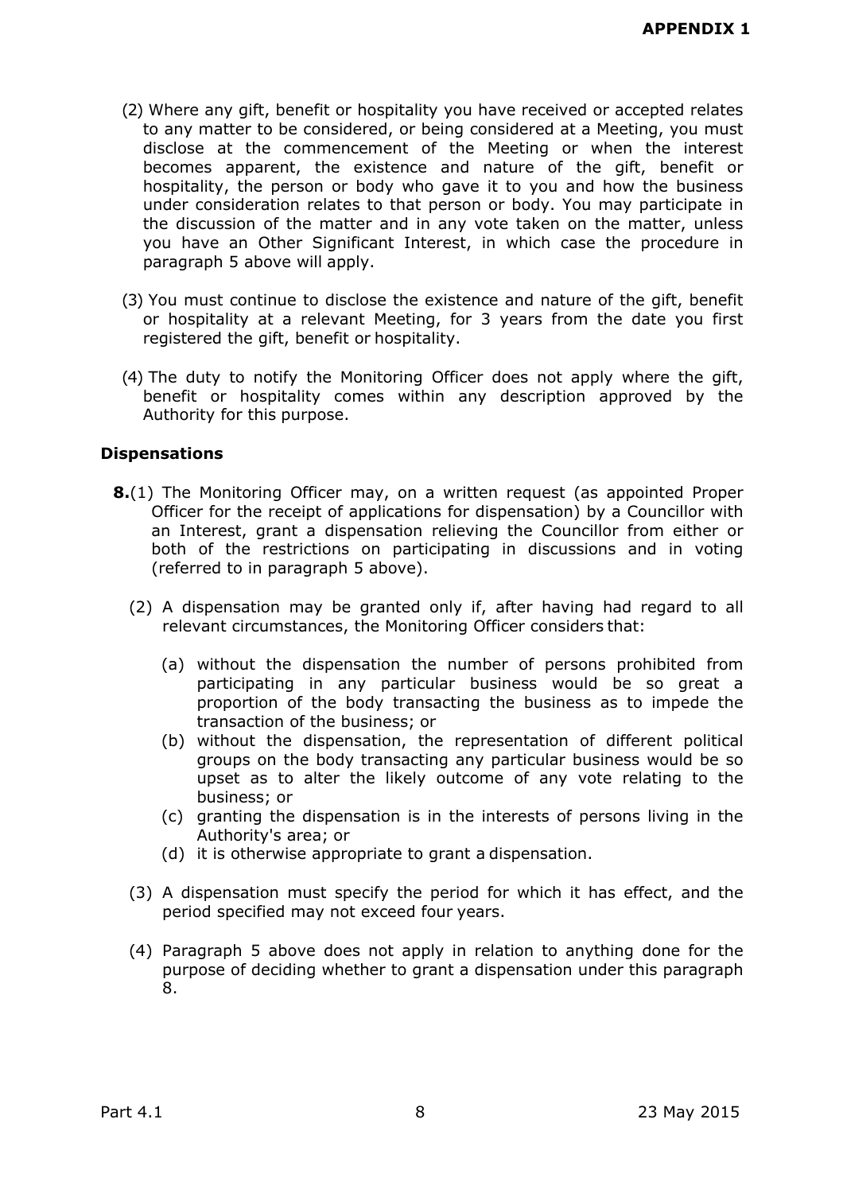(2) Where any gift, benefit or hospitality you have received or accepted relates to any matter to be considered, or being considered at a Meeting, you must disclose at the commencement of the Meeting or when the interest becomes apparent, the existence and nature of the gift, benefit or hospitality, the person or body who gave it to you and how the business under consideration relates to that person or body. You may participate in the discussion of the matter and in any vote taken on the matter, unless you have an Other Significant Interest, in which case the procedure in paragraph 5 above will apply.

(3) You must continue to disclose the existence and nature of the gift, benefit or hospitality at a relevant Meeting, for 3 years from the date you first registered the gift, benefit or hospitality.

(4) The duty to notify the Monitoring Officer does not apply where the gift, benefit or hospitality comes within any description approved by the Authority for this purpose.

### Dispensations

**8.**(1) The Monitoring Officer may, on a written request (as appointed Proper Officer for the receipt of applications for dispensation) by a Councillor with an Interest, grant a dispensation relieving the Councillor from either or both of the restrictions on participating in discussions and in voting (referred to in paragraph 5 above).

(2) A dispensation may be granted only if, after having had regard to all relevant circumstances, the Monitoring Officer considers that:

- (a) without the dispensation the number of persons prohibited from participating in any particular business would be so great a proportion of the body transacting the business as to impede the transaction of the business; or
- (b) without the dispensation, the representation of different political groups on the body transacting any particular business would be so upset as to alter the likely outcome of any vote relating to the business; or
- (c) granting the dispensation is in the interests of persons living in the Authority's area; or
- (d) it is otherwise appropriate to grant a dispensation.

(3) A dispensation must specify the period for which it has effect, and the period specified may not exceed four years.

(4) Paragraph 5 above does not apply in relation to anything done for the purpose of deciding whether to grant a dispensation under this paragraph 8.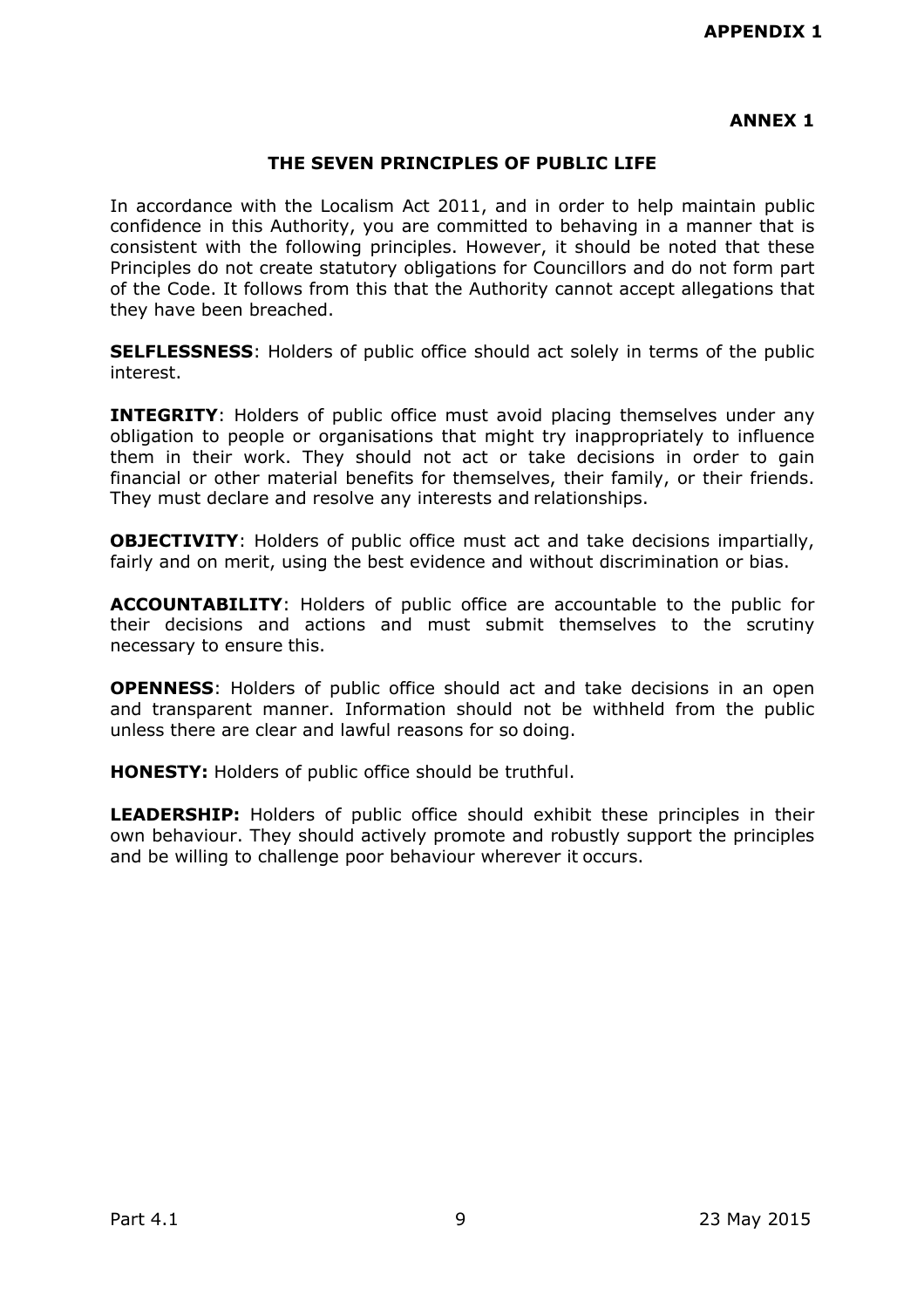**APPENDIX 1**

**ANNEX 1**

## THE SEVEN PRINCIPLES OF PUBLIC LIFE

In accordance with the Localism Act 2011, and in order to help maintain public confidence in this Authority, you are committed to behaving in a manner that is consistent with the following principles. However, it should be noted that these Principles do not create statutory obligations for Councillors and do not form part of the Code. It follows from this that the Authority cannot accept allegations that they have been breached.

**SELFLESSNESS**: Holders of public office should act solely in terms of the public interest.

**INTEGRITY**: Holders of public office must avoid placing themselves under any obligation to people or organisations that might try inappropriately to influence them in their work. They should not act or take decisions in order to gain financial or other material benefits for themselves, their family, or their friends. They must declare and resolve any interests and relationships.

**OBJECTIVITY**: Holders of public office must act and take decisions impartially, fairly and on merit, using the best evidence and without discrimination or bias.

**ACCOUNTABILITY**: Holders of public office are accountable to the public for their decisions and actions and must submit themselves to the scrutiny necessary to ensure this.

**OPENNESS**: Holders of public office should act and take decisions in an open and transparent manner. Information should not be withheld from the public unless there are clear and lawful reasons for so doing.

**HONESTY:** Holders of public office should be truthful.

**LEADERSHIP:** Holders of public office should exhibit these principles in their own behaviour. They should actively promote and robustly support the principles and be willing to challenge poor behaviour wherever it occurs.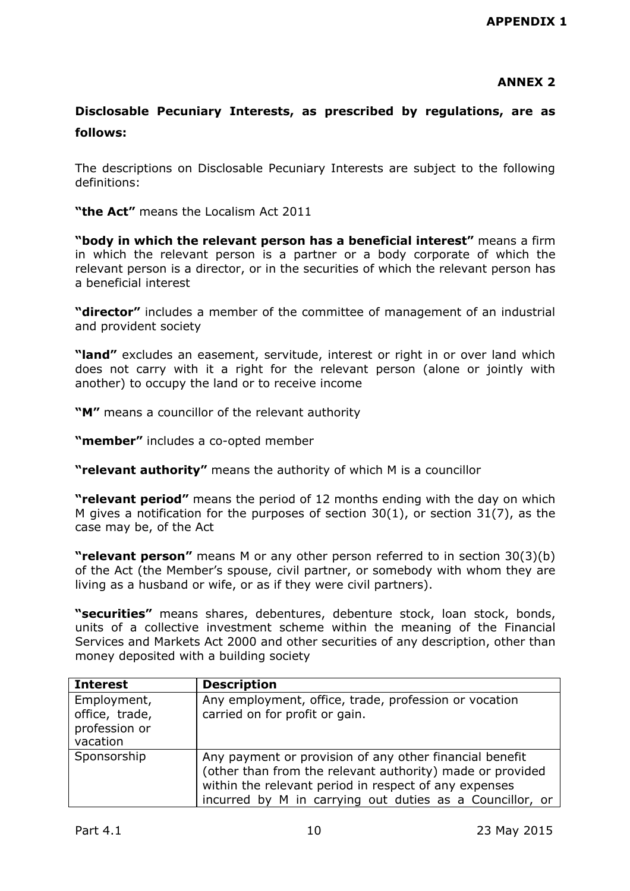**APPENDIX 1**

**ANNEX 2**

**Disclosable Pecuniary Interests, as prescribed by regulations, are as follows:**

The descriptions on Disclosable Pecuniary Interests are subject to the following definitions:

**"the Act"** means the Localism Act 2011

**"body in which the relevant person has a beneficial interest"** means a firm in which the relevant person is a partner or a body corporate of which the relevant person is a director, or in the securities of which the relevant person has a beneficial interest

**"director"** includes a member of the committee of management of an industrial and provident society

**"land"** excludes an easement, servitude, interest or right in or over land which does not carry with it a right for the relevant person (alone or jointly with another) to occupy the land or to receive income

**"M"** means a councillor of the relevant authority

**"member"** includes a co-opted member

**"relevant authority"** means the authority of which M is a councillor

**"relevant period"** means the period of 12 months ending with the day on which M gives a notification for the purposes of section 30(1), or section 31(7), as the case may be, of the Act

**"relevant person"** means M or any other person referred to in section 30(3)(b) of the Act (the Member's spouse, civil partner, or somebody with whom they are living as a husband or wife, or as if they were civil partners).

**"securities"** means shares, debentures, debenture stock, loan stock, bonds, units of a collective investment scheme within the meaning of the Financial Services and Markets Act 2000 and other securities of any description, other than money deposited with a building society

| **Interest** | **Description** |
|---|---|
| Employment, office, trade, profession or vacation | Any employment, office, trade, profession or vocation carried on for profit or gain. |
| Sponsorship | Any payment or provision of any other financial benefit (other than from the relevant authority) made or provided within the relevant period in respect of any expenses incurred by M in carrying out duties as a Councillor, or |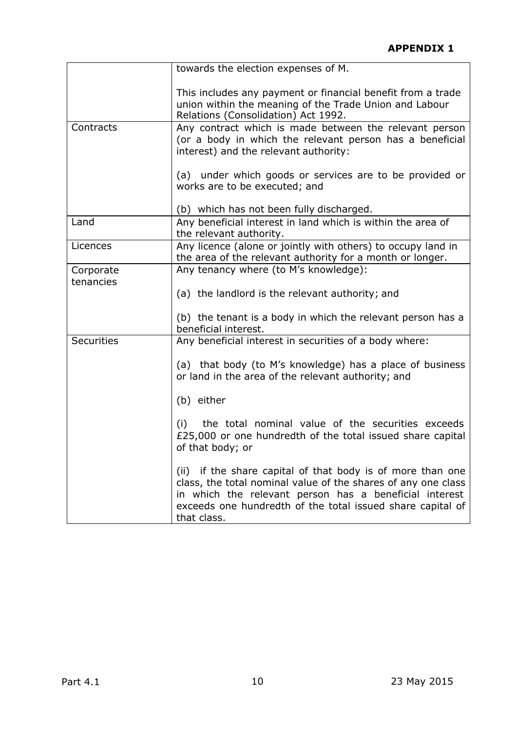**APPENDIX 1**

| | |
|---|---|
| | towards the election expenses of M.<br><br>This includes any payment or financial benefit from a trade union within the meaning of the Trade Union and Labour Relations (Consolidation) Act 1992. |
| Contracts | Any contract which is made between the relevant person (or a body in which the relevant person has a beneficial interest) and the relevant authority:<br><br>(a) under which goods or services are to be provided or works are to be executed; and<br><br>(b) which has not been fully discharged. |
| Land | Any beneficial interest in land which is within the area of the relevant authority. |
| Licences | Any licence (alone or jointly with others) to occupy land in the area of the relevant authority for a month or longer. |
| Corporate tenancies | Any tenancy where (to M's knowledge):<br><br>(a) the landlord is the relevant authority; and<br><br>(b) the tenant is a body in which the relevant person has a beneficial interest. |
| Securities | Any beneficial interest in securities of a body where:<br><br>(a) that body (to M's knowledge) has a place of business or land in the area of the relevant authority; and<br><br>(b) either<br><br>(i) the total nominal value of the securities exceeds £25,000 or one hundredth of the total issued share capital of that body; or<br><br>(ii) if the share capital of that body is of more than one class, the total nominal value of the shares of any one class in which the relevant person has a beneficial interest exceeds one hundredth of the total issued share capital of that class. |